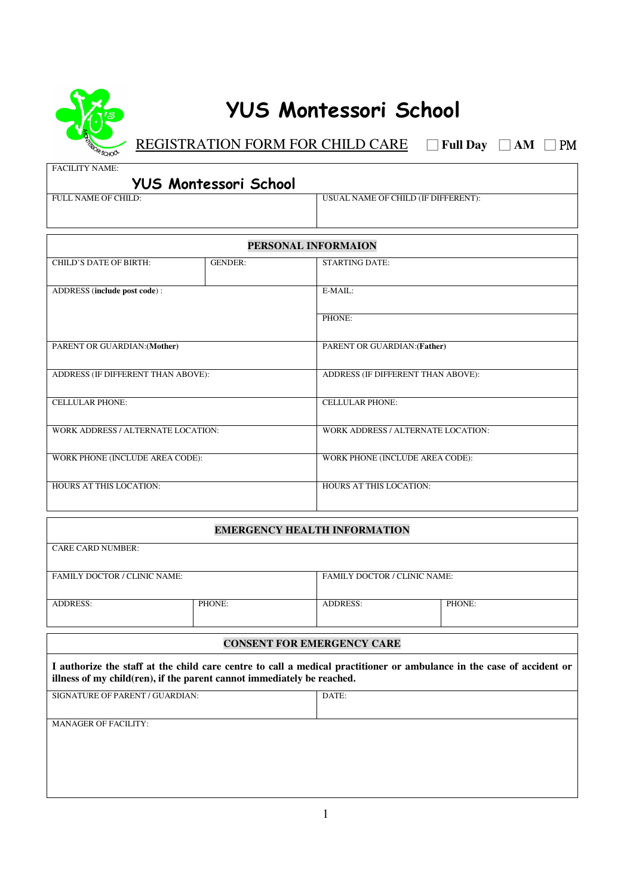# YUS Montessori School

## REGISTRATION FORM FOR CHILD CARE ☐ **Full Day** ☐ **AM** ☐ PM

| FACILITY NAME: **YUS Montessori School** | |
|---|---|
| FULL NAME OF CHILD: | USUAL NAME OF CHILD (IF DIFFERENT): |

| **PERSONAL INFORMAION** | | |
|---|---|---|
| CHILD'S DATE OF BIRTH: | GENDER: | STARTING DATE: |
| ADDRESS (**include post code**) : | | E-MAIL: |
| | | PHONE: |
| PARENT OR GUARDIAN:(**Mother**) | | PARENT OR GUARDIAN:(**Father**) |
| ADDRESS (IF DIFFERENT THAN ABOVE): | | ADDRESS (IF DIFFERENT THAN ABOVE): |
| CELLULAR PHONE: | | CELLULAR PHONE: |
| WORK ADDRESS / ALTERNATE LOCATION: | | WORK ADDRESS / ALTERNATE LOCATION: |
| WORK PHONE (INCLUDE AREA CODE): | | WORK PHONE (INCLUDE AREA CODE): |
| HOURS AT THIS LOCATION: | | HOURS AT THIS LOCATION: |

| **EMERGENCY HEALTH INFORMATION** | | | |
|---|---|---|---|
| CARE CARD NUMBER: | | | |
| FAMILY DOCTOR / CLINIC NAME: | | FAMILY DOCTOR / CLINIC NAME: | |
| ADDRESS: | PHONE: | ADDRESS: | PHONE: |

| **CONSENT FOR EMERGENCY CARE** | |
|---|---|
| **I authorize the staff at the child care centre to call a medical practitioner or ambulance in the case of accident or illness of my child(ren), if the parent cannot immediately be reached.** | |
| SIGNATURE OF PARENT / GUARDIAN: | DATE: |
| MANAGER OF FACILITY: | |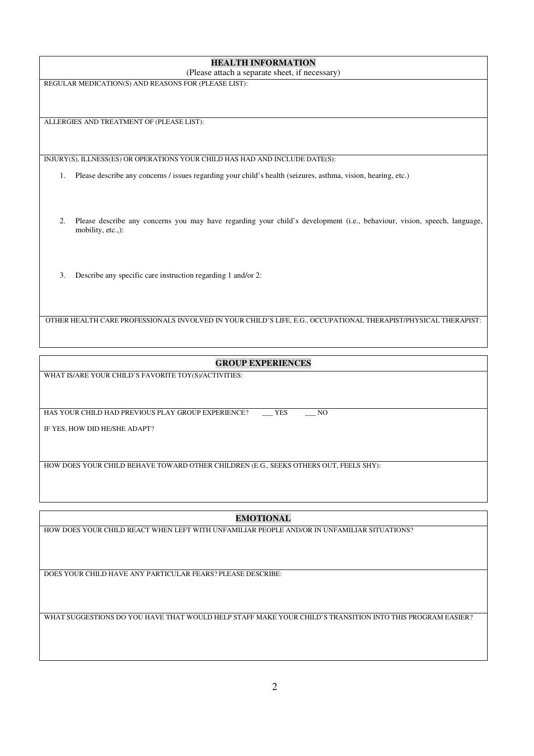## HEALTH INFORMATION

(Please attach a separate sheet, if necessary)

REGULAR MEDICATION(S) AND REASONS FOR (PLEASE LIST):

ALLERGIES AND TREATMENT OF (PLEASE LIST):

INJURY(S), ILLNESS(ES) OR OPERATIONS YOUR CHILD HAS HAD AND INCLUDE DATE(S):

1. Please describe any concerns / issues regarding your child's health (seizures, asthma, vision, hearing, etc.)

2. Please describe any concerns you may have regarding your child's development (i.e., behaviour, vision, speech, language, mobility, etc.,):

3. Describe any specific care instruction regarding 1 and/or 2:

OTHER HEALTH CARE PROFESSIONALS INVOLVED IN YOUR CHILD'S LIFE, E.G., OCCUPATIONAL THERAPIST/PHYSICAL THERAPIST:

## GROUP EXPERIENCES

WHAT IS/ARE YOUR CHILD'S FAVORITE TOY(S)/ACTIVITIES:

HAS YOUR CHILD HAD PREVIOUS PLAY GROUP EXPERIENCE? ___ YES ___ NO

IF YES, HOW DID HE/SHE ADAPT?

HOW DOES YOUR CHILD BEHAVE TOWARD OTHER CHILDREN (E.G., SEEKS OTHERS OUT, FEELS SHY):

## EMOTIONAL

HOW DOES YOUR CHILD REACT WHEN LEFT WITH UNFAMILIAR PEOPLE AND/OR IN UNFAMILIAR SITUATIONS?

DOES YOUR CHILD HAVE ANY PARTICULAR FEARS? PLEASE DESCRIBE:

WHAT SUGGESTIONS DO YOU HAVE THAT WOULD HELP STAFF MAKE YOUR CHILD'S TRANSITION INTO THIS PROGRAM EASIER?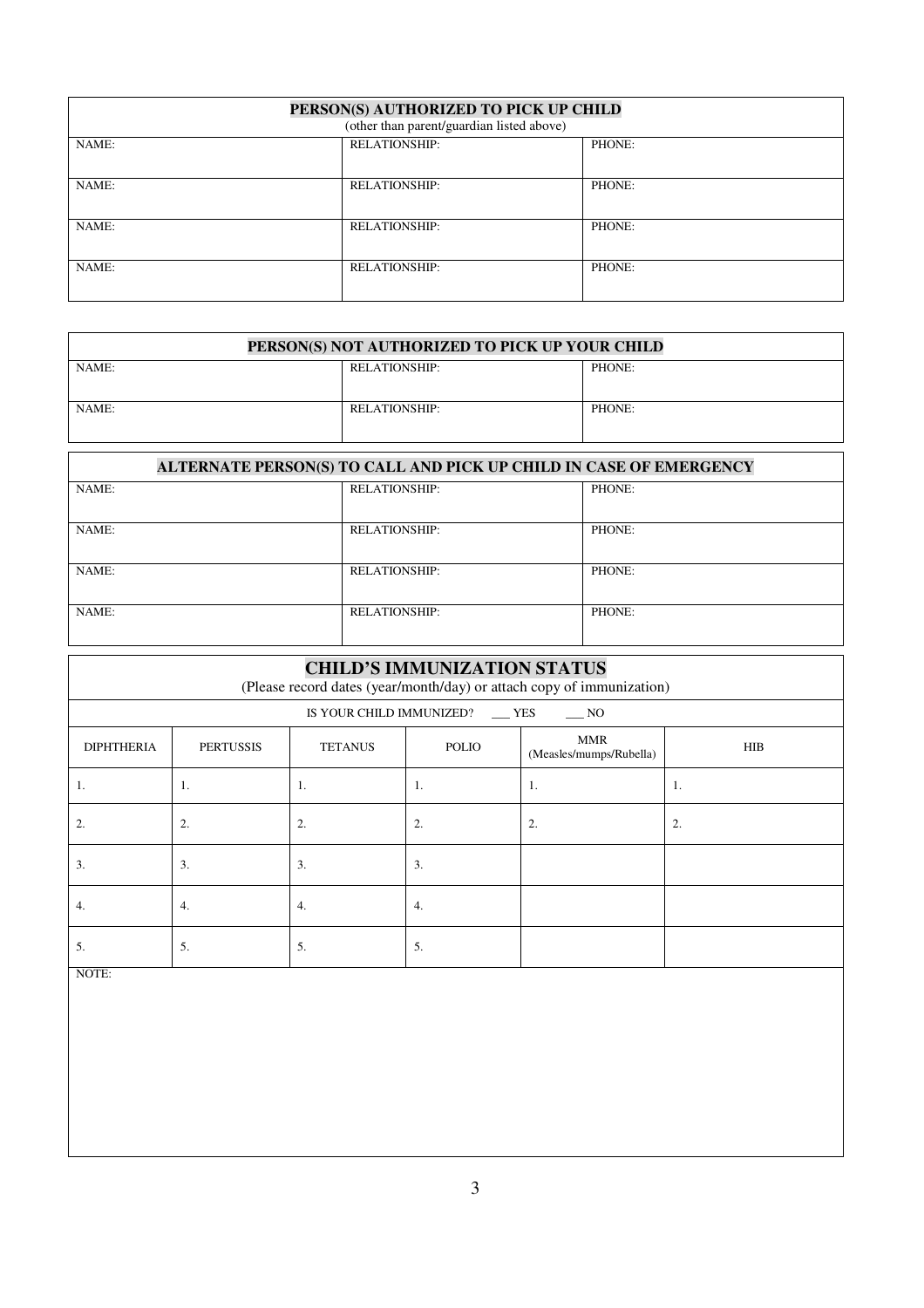| PERSON(S) AUTHORIZED TO PICK UP CHILD (other than parent/guardian listed above) | | |
|---|---|---|
| NAME: | RELATIONSHIP: | PHONE: |
| NAME: | RELATIONSHIP: | PHONE: |
| NAME: | RELATIONSHIP: | PHONE: |
| NAME: | RELATIONSHIP: | PHONE: |

| PERSON(S) NOT AUTHORIZED TO PICK UP YOUR CHILD | | |
|---|---|---|
| NAME: | RELATIONSHIP: | PHONE: |
| NAME: | RELATIONSHIP: | PHONE: |

| ALTERNATE PERSON(S) TO CALL AND PICK UP CHILD IN CASE OF EMERGENCY | | |
|---|---|---|
| NAME: | RELATIONSHIP: | PHONE: |
| NAME: | RELATIONSHIP: | PHONE: |
| NAME: | RELATIONSHIP: | PHONE: |
| NAME: | RELATIONSHIP: | PHONE: |

## CHILD'S IMMUNIZATION STATUS

(Please record dates (year/month/day) or attach copy of immunization)

IS YOUR CHILD IMMUNIZED? ___ YES ___ NO

| DIPHTHERIA | PERTUSSIS | TETANUS | POLIO | MMR (Measles/mumps/Rubella) | HIB |
|---|---|---|---|---|---|
| 1. | 1. | 1. | 1. | 1. | 1. |
| 2. | 2. | 2. | 2. | 2. | 2. |
| 3. | 3. | 3. | 3. | | |
| 4. | 4. | 4. | 4. | | |
| 5. | 5. | 5. | 5. | | |

NOTE: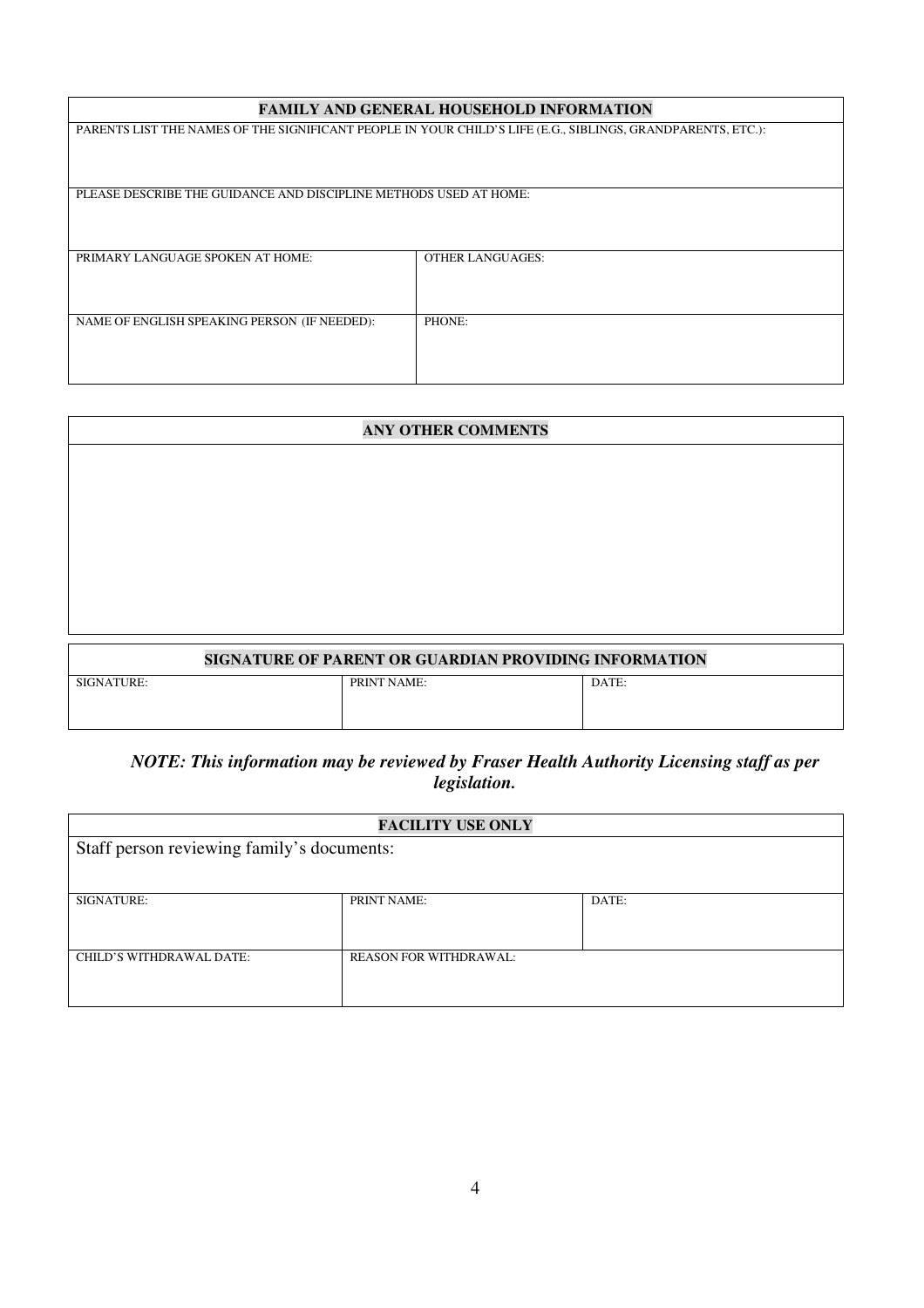| FAMILY AND GENERAL HOUSEHOLD INFORMATION | |
|---|---|
| PARENTS LIST THE NAMES OF THE SIGNIFICANT PEOPLE IN YOUR CHILD'S LIFE (E.G., SIBLINGS, GRANDPARENTS, ETC.): | |
| PLEASE DESCRIBE THE GUIDANCE AND DISCIPLINE METHODS USED AT HOME: | |
| PRIMARY LANGUAGE SPOKEN AT HOME: | OTHER LANGUAGES: |
| NAME OF ENGLISH SPEAKING PERSON (IF NEEDED): | PHONE: |

| ANY OTHER COMMENTS |
|---|
| |

| SIGNATURE OF PARENT OR GUARDIAN PROVIDING INFORMATION | | |
|---|---|---|
| SIGNATURE: | PRINT NAME: | DATE: |

***NOTE: This information may be reviewed by Fraser Health Authority Licensing staff as per legislation.***

| FACILITY USE ONLY | | |
|---|---|---|
| Staff person reviewing family's documents: | | |
| SIGNATURE: | PRINT NAME: | DATE: |
| CHILD'S WITHDRAWAL DATE: | REASON FOR WITHDRAWAL: | |